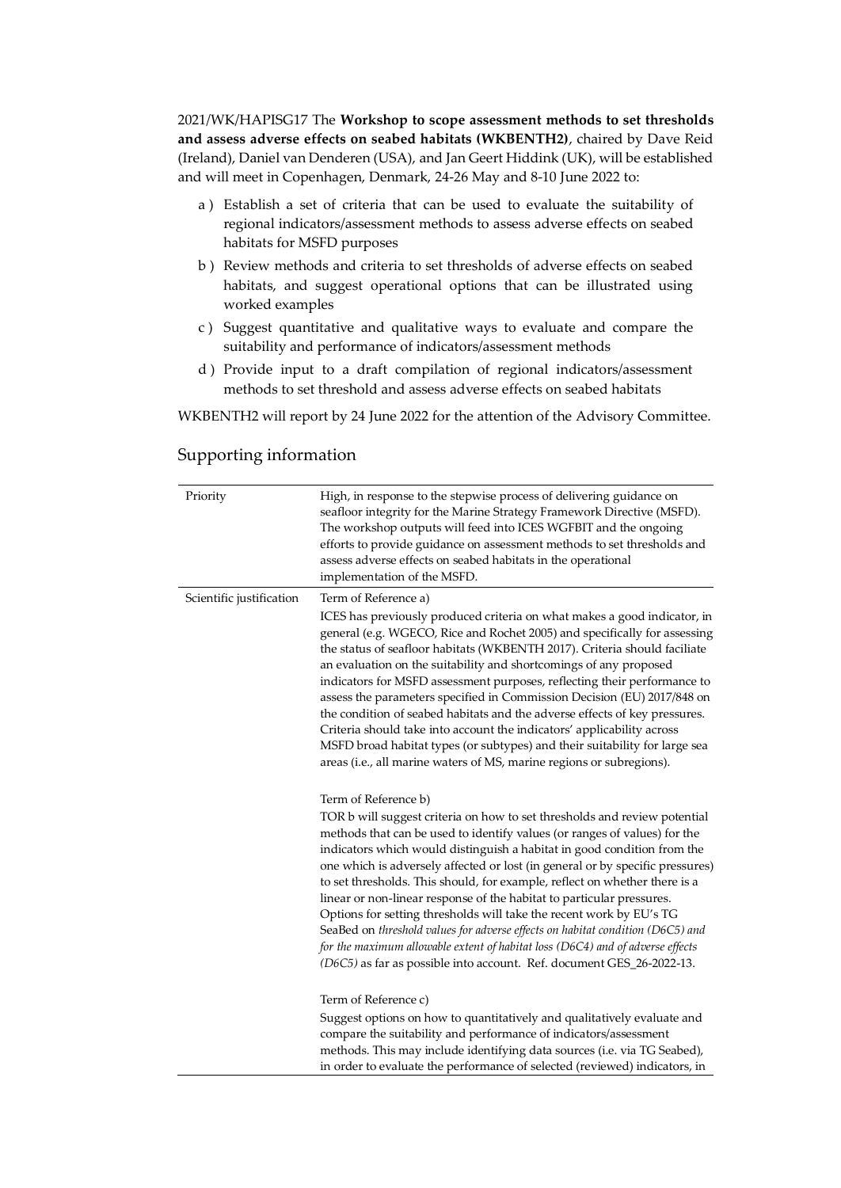2021/WK/HAPISG17 The **Workshop to scope assessment methods to set thresholds and assess adverse effects on seabed habitats (WKBENTH2)**, chaired by Dave Reid (Ireland), Daniel van Denderen (USA), and Jan Geert Hiddink (UK), will be established and will meet in Copenhagen, Denmark, 24-26 May and 8-10 June 2022 to:

a ) Establish a set of criteria that can be used to evaluate the suitability of regional indicators/assessment methods to assess adverse effects on seabed habitats for MSFD purposes

b ) Review methods and criteria to set thresholds of adverse effects on seabed habitats, and suggest operational options that can be illustrated using worked examples

c ) Suggest quantitative and qualitative ways to evaluate and compare the suitability and performance of indicators/assessment methods

d ) Provide input to a draft compilation of regional indicators/assessment methods to set threshold and assess adverse effects on seabed habitats

WKBENTH2 will report by 24 June 2022 for the attention of the Advisory Committee.

## Supporting information

| | |
|---|---|
| Priority | High, in response to the stepwise process of delivering guidance on seafloor integrity for the Marine Strategy Framework Directive (MSFD). The workshop outputs will feed into ICES WGFBIT and the ongoing efforts to provide guidance on assessment methods to set thresholds and assess adverse effects on seabed habitats in the operational implementation of the MSFD. |
| Scientific justification | Term of Reference a)<br>ICES has previously produced criteria on what makes a good indicator, in general (e.g. WGECO, Rice and Rochet 2005) and specifically for assessing the status of seafloor habitats (WKBENTH 2017). Criteria should faciliate an evaluation on the suitability and shortcomings of any proposed indicators for MSFD assessment purposes, reflecting their performance to assess the parameters specified in Commission Decision (EU) 2017/848 on the condition of seabed habitats and the adverse effects of key pressures. Criteria should take into account the indicators' applicability across MSFD broad habitat types (or subtypes) and their suitability for large sea areas (i.e., all marine waters of MS, marine regions or subregions).<br><br>Term of Reference b)<br>TOR b will suggest criteria on how to set thresholds and review potential methods that can be used to identify values (or ranges of values) for the indicators which would distinguish a habitat in good condition from the one which is adversely affected or lost (in general or by specific pressures) to set thresholds. This should, for example, reflect on whether there is a linear or non-linear response of the habitat to particular pressures. Options for setting thresholds will take the recent work by EU's TG SeaBed on *threshold values for adverse effects on habitat condition (D6C5) and for the maximum allowable extent of habitat loss (D6C4) and of adverse effects (D6C5)* as far as possible into account. Ref. document GES_26-2022-13.<br><br>Term of Reference c)<br>Suggest options on how to quantitatively and qualitatively evaluate and compare the suitability and performance of indicators/assessment methods. This may include identifying data sources (i.e. via TG Seabed), in order to evaluate the performance of selected (reviewed) indicators, in |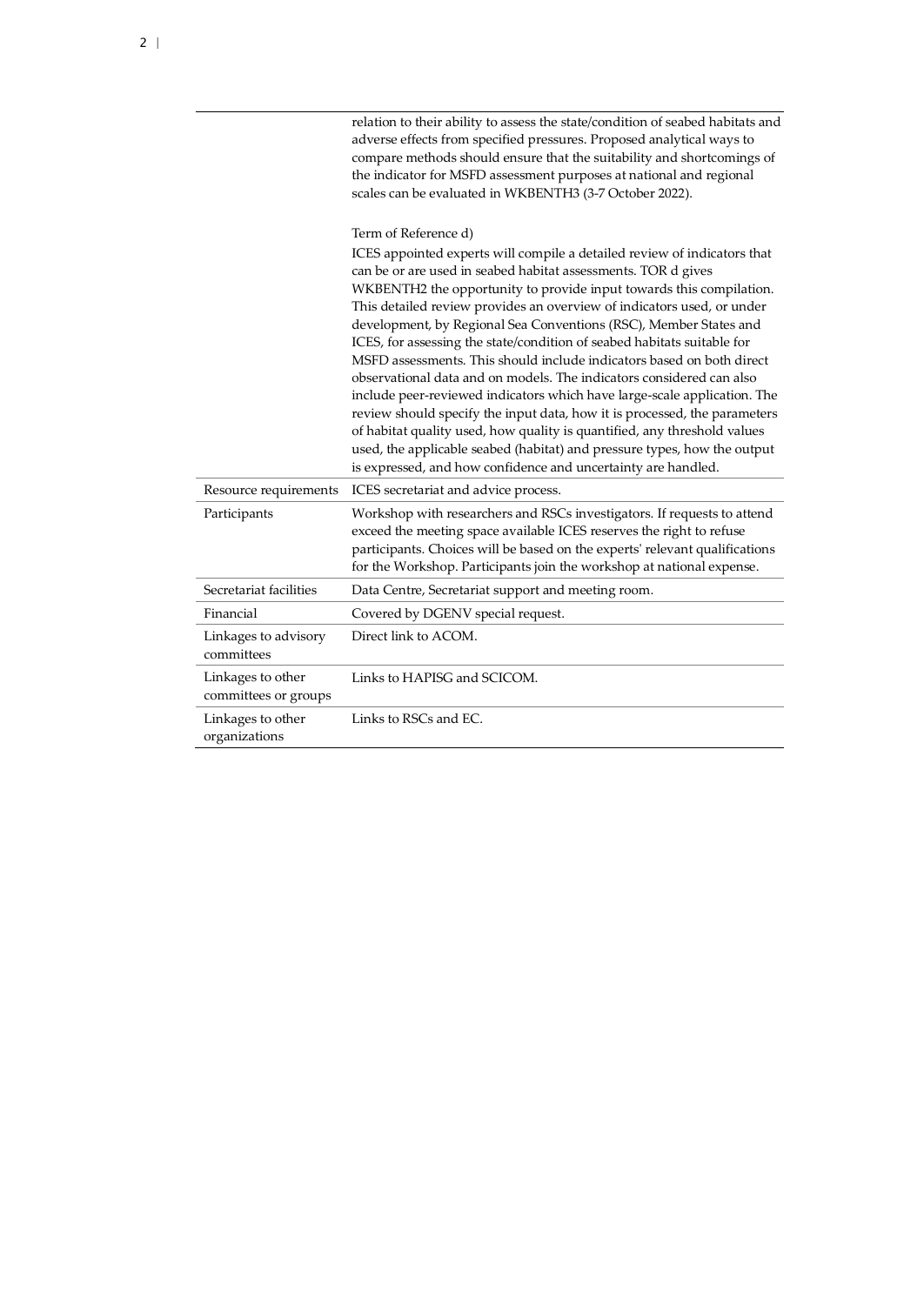| | |
|---|---|
| | relation to their ability to assess the state/condition of seabed habitats and adverse effects from specified pressures. Proposed analytical ways to compare methods should ensure that the suitability and shortcomings of the indicator for MSFD assessment purposes at national and regional scales can be evaluated in WKBENTH3 (3-7 October 2022).<br><br>Term of Reference d)<br>ICES appointed experts will compile a detailed review of indicators that can be or are used in seabed habitat assessments. TOR d gives WKBENTH2 the opportunity to provide input towards this compilation. This detailed review provides an overview of indicators used, or under development, by Regional Sea Conventions (RSC), Member States and ICES, for assessing the state/condition of seabed habitats suitable for MSFD assessments. This should include indicators based on both direct observational data and on models. The indicators considered can also include peer-reviewed indicators which have large-scale application. The review should specify the input data, how it is processed, the parameters of habitat quality used, how quality is quantified, any threshold values used, the applicable seabed (habitat) and pressure types, how the output is expressed, and how confidence and uncertainty are handled. |
| Resource requirements | ICES secretariat and advice process. |
| Participants | Workshop with researchers and RSCs investigators. If requests to attend exceed the meeting space available ICES reserves the right to refuse participants. Choices will be based on the experts' relevant qualifications for the Workshop. Participants join the workshop at national expense. |
| Secretariat facilities | Data Centre, Secretariat support and meeting room. |
| Financial | Covered by DGENV special request. |
| Linkages to advisory committees | Direct link to ACOM. |
| Linkages to other committees or groups | Links to HAPISG and SCICOM. |
| Linkages to other organizations | Links to RSCs and EC. |